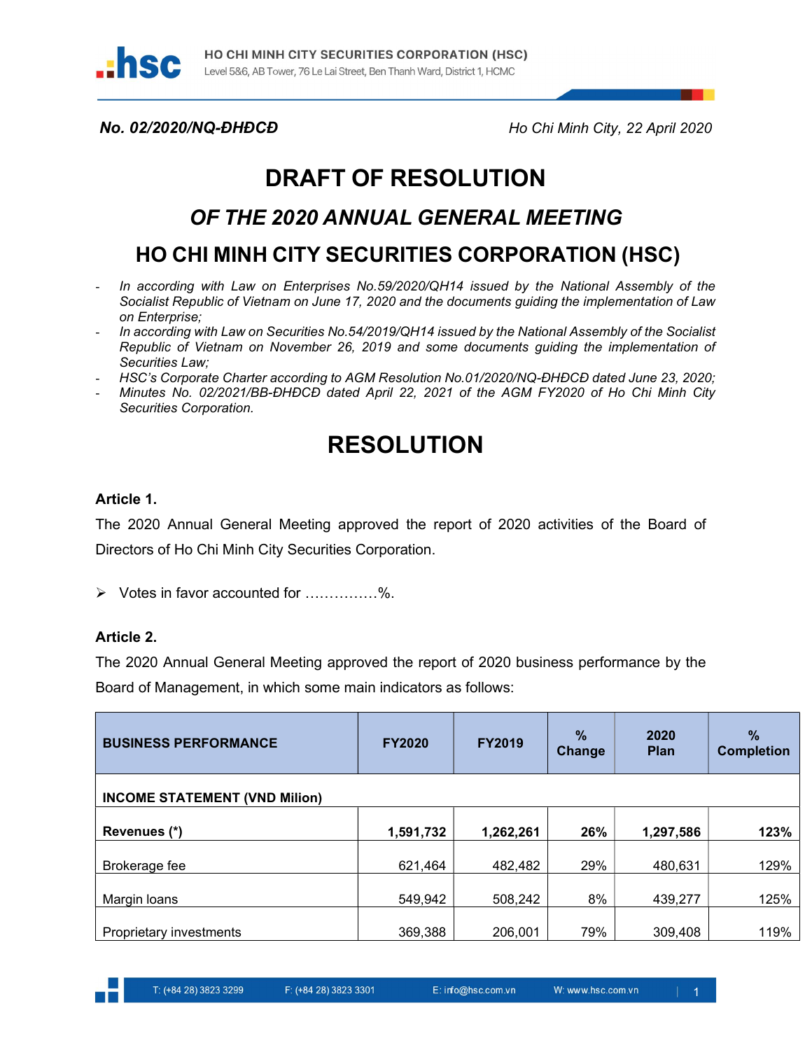**No. 02/2020/NQ-ĐHĐCĐ** *Ho Chi Minh City, 22 April 2020*

# DRAFT OF RESOLUTION

## *OF THE 2020 ANNUAL GENERAL MEETING*

## HO CHI MINH CITY SECURITIES CORPORATION (HSC)

- *In according with Law on Enterprises No.59/2020/QH14 issued by the National Assembly of the Socialist Republic of Vietnam on June 17, 2020 and the documents guiding the implementation of Law on Enterprise;*
- *In according with Law on Securities No.54/2019/QH14 issued by the National Assembly of the Socialist Republic of Vietnam on November 26, 2019 and some documents guiding the implementation of Securities Law;*
- *HSC's Corporate Charter according to AGM Resolution No.01/2020/NQ-ĐHĐCĐ dated June 23, 2020;*
- *Minutes No. 02/2021/BB-ĐHĐCĐ dated April 22, 2021 of the AGM FY2020 of Ho Chi Minh City Securities Corporation.*

# RESOLUTION

**Article 1.**

The 2020 Annual General Meeting approved the report of 2020 activities of the Board of Directors of Ho Chi Minh City Securities Corporation.

- Votes in favor accounted for ……………%.

**Article 2.**

The 2020 Annual General Meeting approved the report of 2020 business performance by the Board of Management, in which some main indicators as follows:

| BUSINESS PERFORMANCE | FY2020 | FY2019 | % Change | 2020 Plan | % Completion |
|---|---|---|---|---|---|
| **INCOME STATEMENT (VND Milion)** | | | | | |
| **Revenues (*)** | **1,591,732** | **1,262,261** | **26%** | **1,297,586** | **123%** |
| Brokerage fee | 621,464 | 482,482 | 29% | 480,631 | 129% |
| Margin loans | 549,942 | 508,242 | 8% | 439,277 | 125% |
| Proprietary investments | 369,388 | 206,001 | 79% | 309,408 | 119% |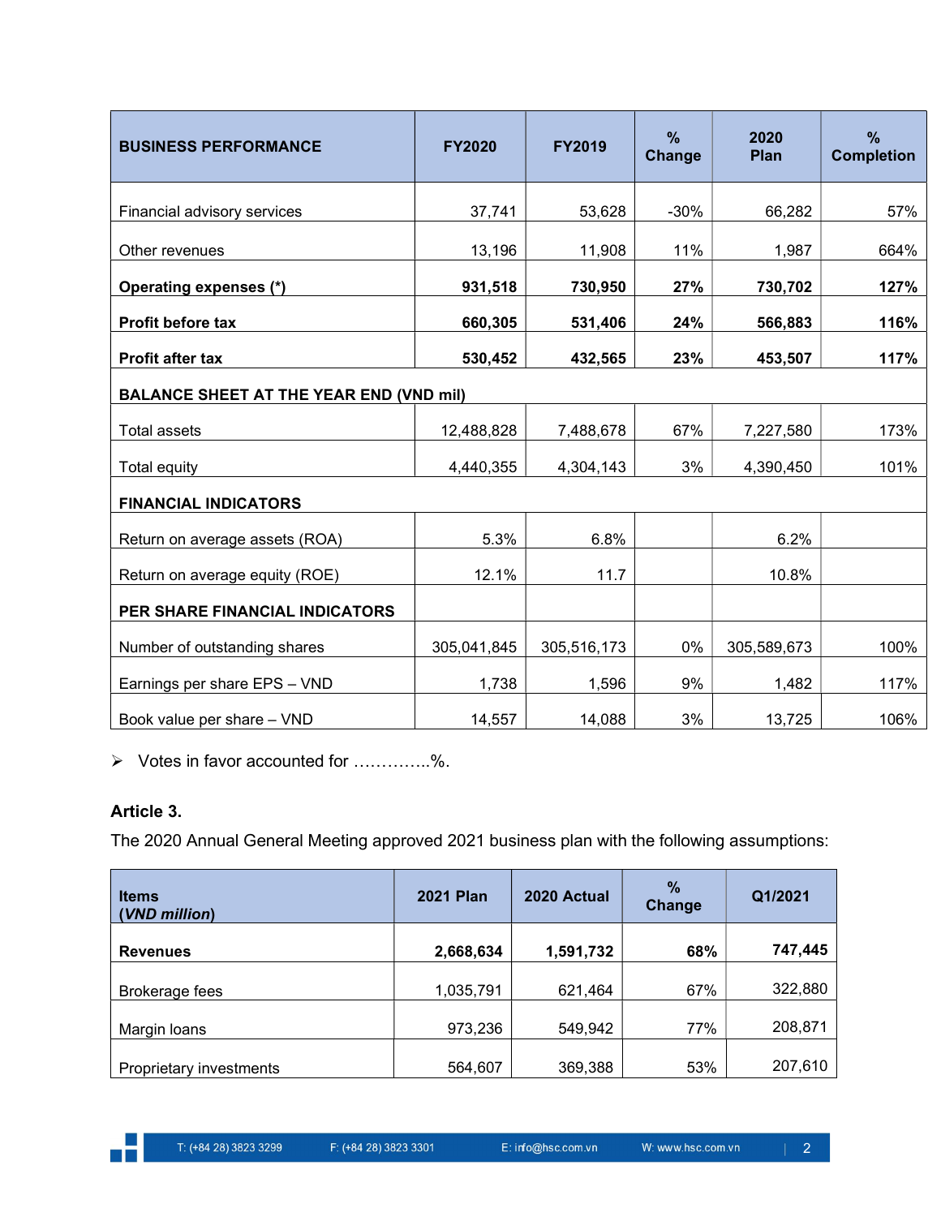| BUSINESS PERFORMANCE | FY2020 | FY2019 | % Change | 2020 Plan | % Completion |
|---|---|---|---|---|---|
| Financial advisory services | 37,741 | 53,628 | -30% | 66,282 | 57% |
| Other revenues | 13,196 | 11,908 | 11% | 1,987 | 664% |
| **Operating expenses (*)** | **931,518** | **730,950** | **27%** | **730,702** | **127%** |
| **Profit before tax** | **660,305** | **531,406** | **24%** | **566,883** | **116%** |
| **Profit after tax** | **530,452** | **432,565** | **23%** | **453,507** | **117%** |
| **BALANCE SHEET AT THE YEAR END (VND mil)** | | | | | |
| Total assets | 12,488,828 | 7,488,678 | 67% | 7,227,580 | 173% |
| Total equity | 4,440,355 | 4,304,143 | 3% | 4,390,450 | 101% |
| **FINANCIAL INDICATORS** | | | | | |
| Return on average assets (ROA) | 5.3% | 6.8% | | 6.2% | |
| Return on average equity (ROE) | 12.1% | 11.7 | | 10.8% | |
| **PER SHARE FINANCIAL INDICATORS** | | | | | |
| Number of outstanding shares | 305,041,845 | 305,516,173 | 0% | 305,589,673 | 100% |
| Earnings per share EPS – VND | 1,738 | 1,596 | 9% | 1,482 | 117% |
| Book value per share – VND | 14,557 | 14,088 | 3% | 13,725 | 106% |

- Votes in favor accounted for …………..%.

## Article 3.

The 2020 Annual General Meeting approved 2021 business plan with the following assumptions:

| Items (*VND million*) | 2021 Plan | 2020 Actual | % Change | Q1/2021 |
|---|---|---|---|---|
| **Revenues** | **2,668,634** | **1,591,732** | **68%** | **747,445** |
| Brokerage fees | 1,035,791 | 621,464 | 67% | 322,880 |
| Margin loans | 973,236 | 549,942 | 77% | 208,871 |
| Proprietary investments | 564,607 | 369,388 | 53% | 207,610 |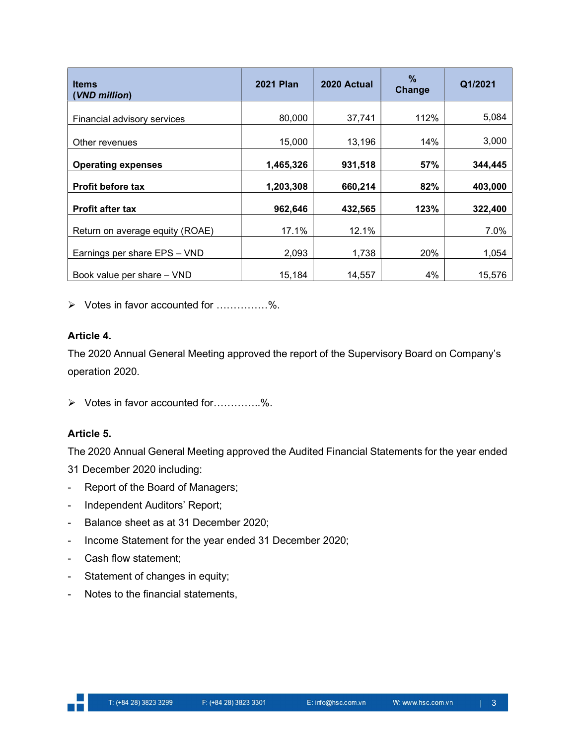| Items (*VND million*) | 2021 Plan | 2020 Actual | % Change | Q1/2021 |
|---|---|---|---|---|
| Financial advisory services | 80,000 | 37,741 | 112% | 5,084 |
| Other revenues | 15,000 | 13,196 | 14% | 3,000 |
| **Operating expenses** | **1,465,326** | **931,518** | **57%** | **344,445** |
| **Profit before tax** | **1,203,308** | **660,214** | **82%** | **403,000** |
| **Profit after tax** | **962,646** | **432,565** | **123%** | **322,400** |
| Return on average equity (ROAE) | 17.1% | 12.1% | | 7.0% |
| Earnings per share EPS – VND | 2,093 | 1,738 | 20% | 1,054 |
| Book value per share – VND | 15,184 | 14,557 | 4% | 15,576 |

➢ Votes in favor accounted for ……………%.

**Article 4.**

The 2020 Annual General Meeting approved the report of the Supervisory Board on Company's operation 2020.

➢ Votes in favor accounted for…………..%.

**Article 5.**

The 2020 Annual General Meeting approved the Audited Financial Statements for the year ended 31 December 2020 including:

- Report of the Board of Managers;
- Independent Auditors' Report;
- Balance sheet as at 31 December 2020;
- Income Statement for the year ended 31 December 2020;
- Cash flow statement;
- Statement of changes in equity;
- Notes to the financial statements,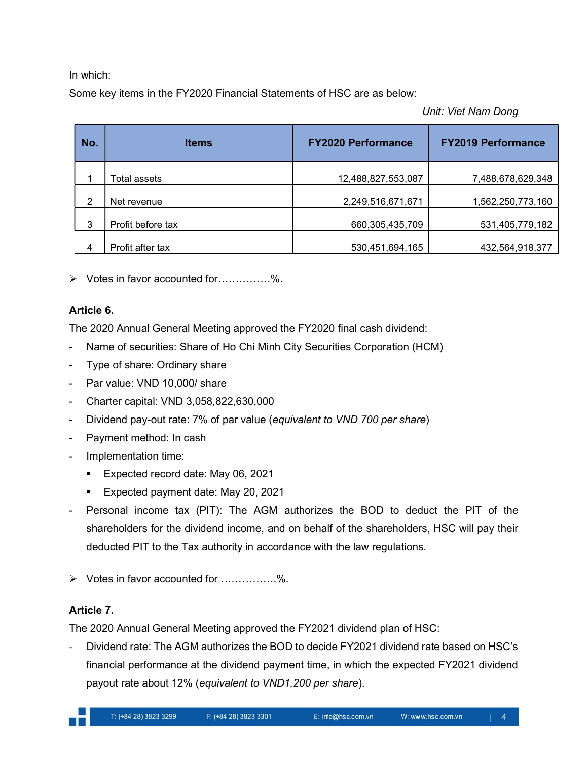In which:

Some key items in the FY2020 Financial Statements of HSC are as below:

*Unit: Viet Nam Dong*

| No. | Items | FY2020 Performance | FY2019 Performance |
|---|---|---|---|
| 1 | Total assets | 12,488,827,553,087 | 7,488,678,629,348 |
| 2 | Net revenue | 2,249,516,671,671 | 1,562,250,773,160 |
| 3 | Profit before tax | 660,305,435,709 | 531,405,779,182 |
| 4 | Profit after tax | 530,451,694,165 | 432,564,918,377 |

➢ Votes in favor accounted for……………%.

**Article 6.**

The 2020 Annual General Meeting approved the FY2020 final cash dividend:

- Name of securities: Share of Ho Chi Minh City Securities Corporation (HCM)
- Type of share: Ordinary share
- Par value: VND 10,000/ share
- Charter capital: VND 3,058,822,630,000
- Dividend pay-out rate: 7% of par value (*equivalent to VND 700 per share*)
- Payment method: In cash
- Implementation time:
  - Expected record date: May 06, 2021
  - Expected payment date: May 20, 2021
- Personal income tax (PIT): The AGM authorizes the BOD to deduct the PIT of the shareholders for the dividend income, and on behalf of the shareholders, HSC will pay their deducted PIT to the Tax authority in accordance with the law regulations.

➢ Votes in favor accounted for …………….%.

**Article 7.**

The 2020 Annual General Meeting approved the FY2021 dividend plan of HSC:

- Dividend rate: The AGM authorizes the BOD to decide FY2021 dividend rate based on HSC's financial performance at the dividend payment time, in which the expected FY2021 dividend payout rate about 12% (*equivalent to VND1,200 per share*).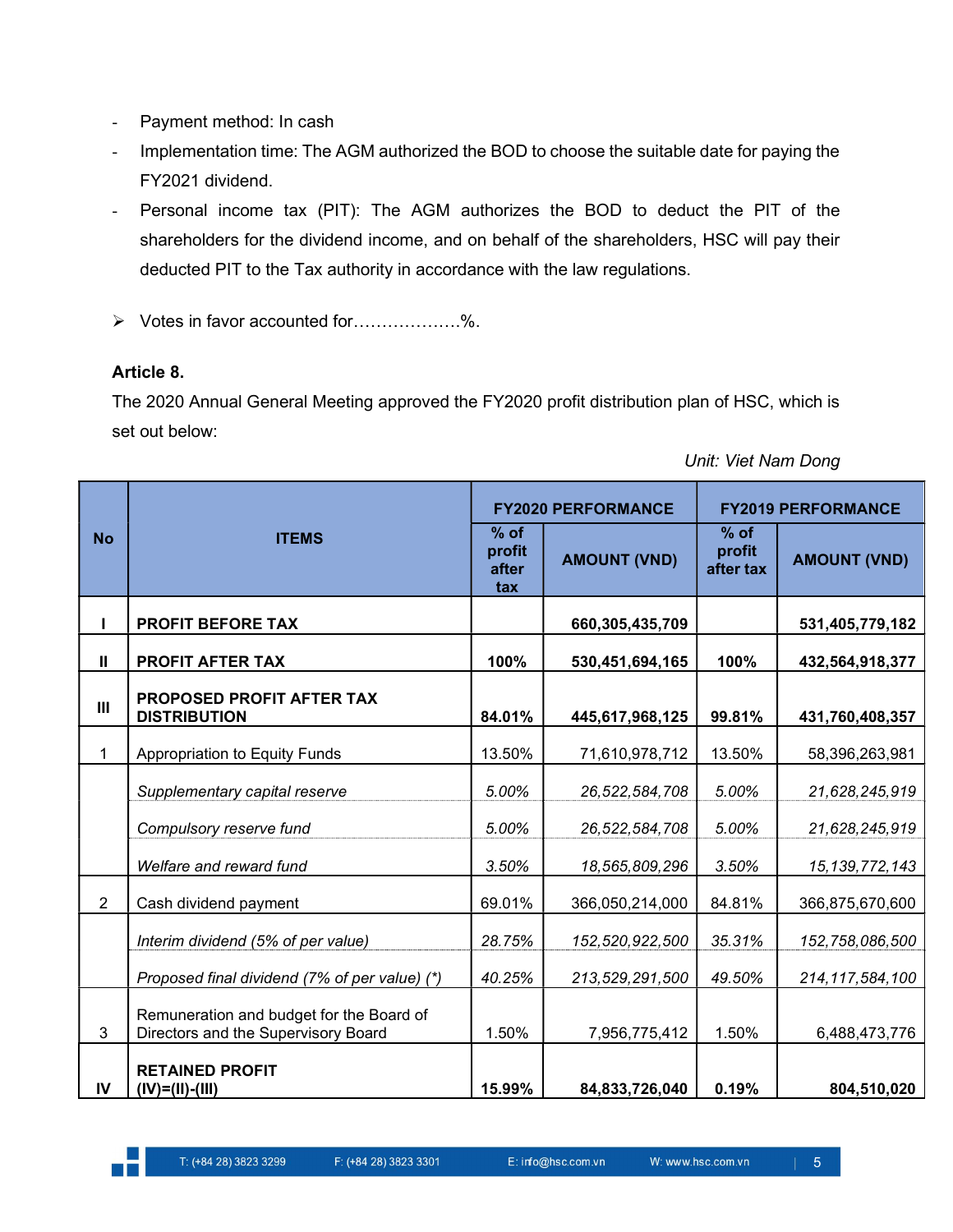- Payment method: In cash
- Implementation time: The AGM authorized the BOD to choose the suitable date for paying the FY2021 dividend.
- Personal income tax (PIT): The AGM authorizes the BOD to deduct the PIT of the shareholders for the dividend income, and on behalf of the shareholders, HSC will pay their deducted PIT to the Tax authority in accordance with the law regulations.

➢ Votes in favor accounted for……………….%.

**Article 8.**

The 2020 Annual General Meeting approved the FY2020 profit distribution plan of HSC, which is set out below:

*Unit: Viet Nam Dong*

| No | ITEMS | FY2020 PERFORMANCE | | FY2019 PERFORMANCE | |
|---|---|---|---|---|---|
| | | % of profit after tax | AMOUNT (VND) | % of profit after tax | AMOUNT (VND) |
| **I** | **PROFIT BEFORE TAX** | | **660,305,435,709** | | **531,405,779,182** |
| **II** | **PROFIT AFTER TAX** | **100%** | **530,451,694,165** | **100%** | **432,564,918,377** |
| **III** | **PROPOSED PROFIT AFTER TAX DISTRIBUTION** | **84.01%** | **445,617,968,125** | **99.81%** | **431,760,408,357** |
| 1 | Appropriation to Equity Funds | 13.50% | 71,610,978,712 | 13.50% | 58,396,263,981 |
| | *Supplementary capital reserve* | *5.00%* | *26,522,584,708* | *5.00%* | *21,628,245,919* |
| | *Compulsory reserve fund* | *5.00%* | *26,522,584,708* | *5.00%* | *21,628,245,919* |
| | *Welfare and reward fund* | *3.50%* | *18,565,809,296* | *3.50%* | *15,139,772,143* |
| 2 | Cash dividend payment | 69.01% | 366,050,214,000 | 84.81% | 366,875,670,600 |
| | *Interim dividend (5% of per value)* | *28.75%* | *152,520,922,500* | *35.31%* | *152,758,086,500* |
| | *Proposed final dividend (7% of per value) (*)* | *40.25%* | *213,529,291,500* | *49.50%* | *214,117,584,100* |
| 3 | Remuneration and budget for the Board of Directors and the Supervisory Board | 1.50% | 7,956,775,412 | 1.50% | 6,488,473,776 |
| **IV** | **RETAINED PROFIT (IV)=(II)-(III)** | **15.99%** | **84,833,726,040** | **0.19%** | **804,510,020** |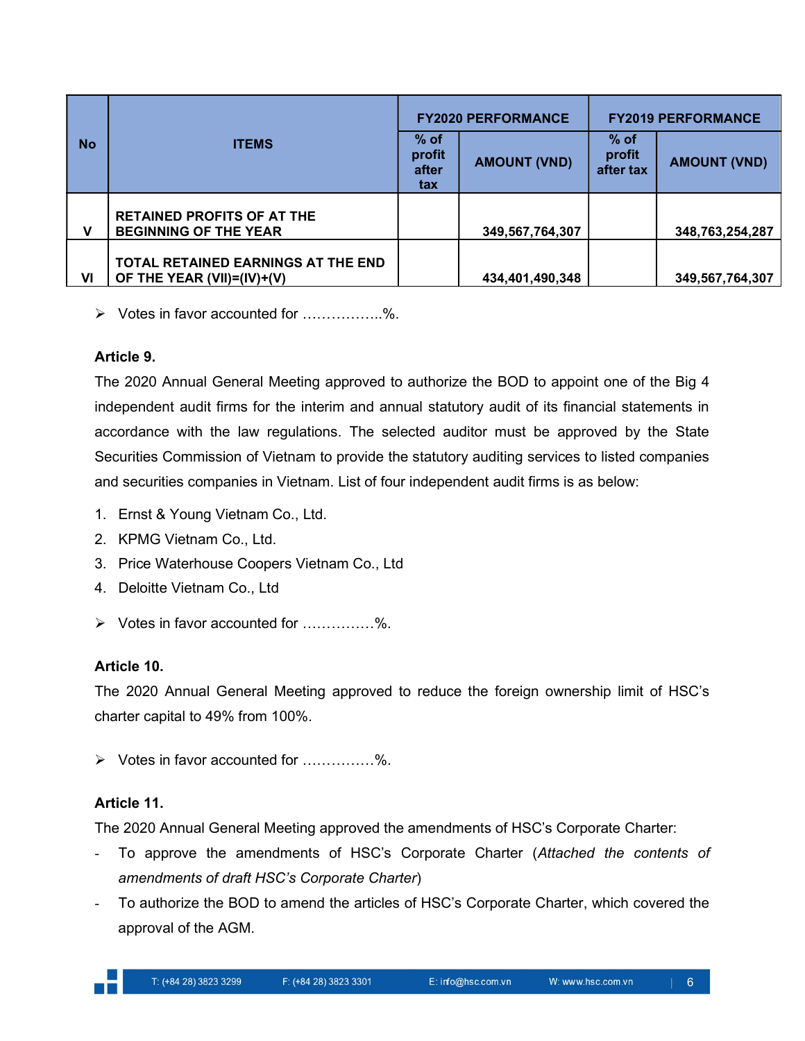| No | ITEMS | FY2020 PERFORMANCE | | FY2019 PERFORMANCE | |
|---|---|---|---|---|---|
| | | % of profit after tax | AMOUNT (VND) | % of profit after tax | AMOUNT (VND) |
| V | RETAINED PROFITS OF AT THE BEGINNING OF THE YEAR | | 349,567,764,307 | | 348,763,254,287 |
| VI | TOTAL RETAINED EARNINGS AT THE END OF THE YEAR (VII)=(IV)+(V) | | 434,401,490,348 | | 349,567,764,307 |

- Votes in favor accounted for ……………..%.

**Article 9.**

The 2020 Annual General Meeting approved to authorize the BOD to appoint one of the Big 4 independent audit firms for the interim and annual statutory audit of its financial statements in accordance with the law regulations. The selected auditor must be approved by the State Securities Commission of Vietnam to provide the statutory auditing services to listed companies and securities companies in Vietnam. List of four independent audit firms is as below:

1. Ernst & Young Vietnam Co., Ltd.
2. KPMG Vietnam Co., Ltd.
3. Price Waterhouse Coopers Vietnam Co., Ltd
4. Deloitte Vietnam Co., Ltd

- Votes in favor accounted for ……………%.

**Article 10.**

The 2020 Annual General Meeting approved to reduce the foreign ownership limit of HSC's charter capital to 49% from 100%.

- Votes in favor accounted for ……………%.

**Article 11.**

The 2020 Annual General Meeting approved the amendments of HSC's Corporate Charter:

- To approve the amendments of HSC's Corporate Charter (*Attached the contents of amendments of draft HSC's Corporate Charter*)
- To authorize the BOD to amend the articles of HSC's Corporate Charter, which covered the approval of the AGM.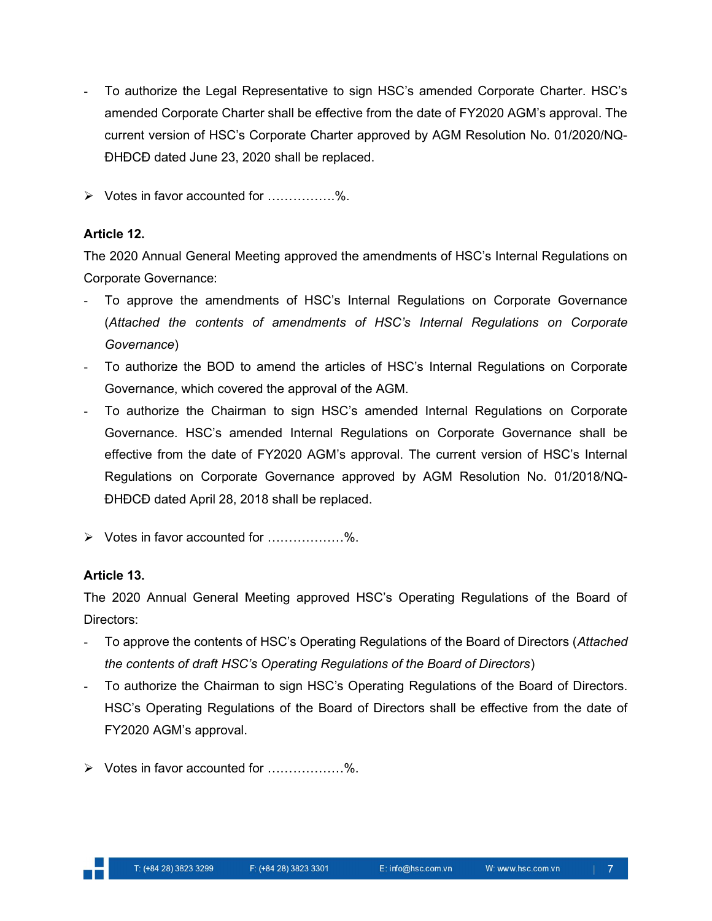- To authorize the Legal Representative to sign HSC's amended Corporate Charter. HSC's amended Corporate Charter shall be effective from the date of FY2020 AGM's approval. The current version of HSC's Corporate Charter approved by AGM Resolution No. 01/2020/NQ-ĐHĐCĐ dated June 23, 2020 shall be replaced.

➢ Votes in favor accounted for …………….%.

**Article 12.**

The 2020 Annual General Meeting approved the amendments of HSC's Internal Regulations on Corporate Governance:

- To approve the amendments of HSC's Internal Regulations on Corporate Governance (*Attached the contents of amendments of HSC's Internal Regulations on Corporate Governance*)
- To authorize the BOD to amend the articles of HSC's Internal Regulations on Corporate Governance, which covered the approval of the AGM.
- To authorize the Chairman to sign HSC's amended Internal Regulations on Corporate Governance. HSC's amended Internal Regulations on Corporate Governance shall be effective from the date of FY2020 AGM's approval. The current version of HSC's Internal Regulations on Corporate Governance approved by AGM Resolution No. 01/2018/NQ-ĐHĐCĐ dated April 28, 2018 shall be replaced.

➢ Votes in favor accounted for ………………%.

**Article 13.**

The 2020 Annual General Meeting approved HSC's Operating Regulations of the Board of Directors:

- To approve the contents of HSC's Operating Regulations of the Board of Directors (*Attached the contents of draft HSC's Operating Regulations of the Board of Directors*)
- To authorize the Chairman to sign HSC's Operating Regulations of the Board of Directors. HSC's Operating Regulations of the Board of Directors shall be effective from the date of FY2020 AGM's approval.

➢ Votes in favor accounted for ………………%.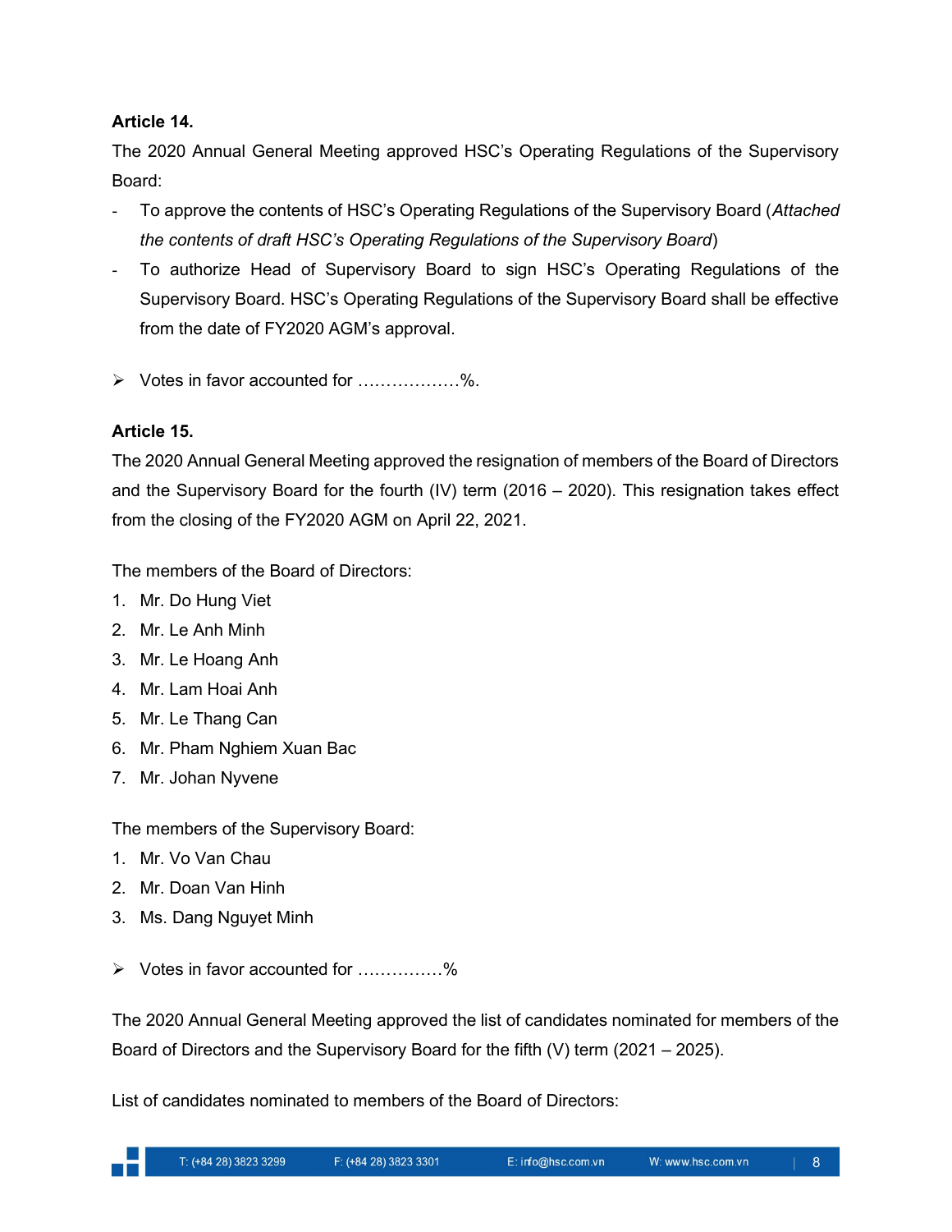**Article 14.**

The 2020 Annual General Meeting approved HSC's Operating Regulations of the Supervisory Board:

- To approve the contents of HSC's Operating Regulations of the Supervisory Board (*Attached the contents of draft HSC's Operating Regulations of the Supervisory Board*)
- To authorize Head of Supervisory Board to sign HSC's Operating Regulations of the Supervisory Board. HSC's Operating Regulations of the Supervisory Board shall be effective from the date of FY2020 AGM's approval.

➢ Votes in favor accounted for ………………%.

**Article 15.**

The 2020 Annual General Meeting approved the resignation of members of the Board of Directors and the Supervisory Board for the fourth (IV) term (2016 – 2020). This resignation takes effect from the closing of the FY2020 AGM on April 22, 2021.

The members of the Board of Directors:

1. Mr. Do Hung Viet
2. Mr. Le Anh Minh
3. Mr. Le Hoang Anh
4. Mr. Lam Hoai Anh
5. Mr. Le Thang Can
6. Mr. Pham Nghiem Xuan Bac
7. Mr. Johan Nyvene

The members of the Supervisory Board:

1. Mr. Vo Van Chau
2. Mr. Doan Van Hinh
3. Ms. Dang Nguyet Minh

➢ Votes in favor accounted for ……………%

The 2020 Annual General Meeting approved the list of candidates nominated for members of the Board of Directors and the Supervisory Board for the fifth (V) term (2021 – 2025).

List of candidates nominated to members of the Board of Directors: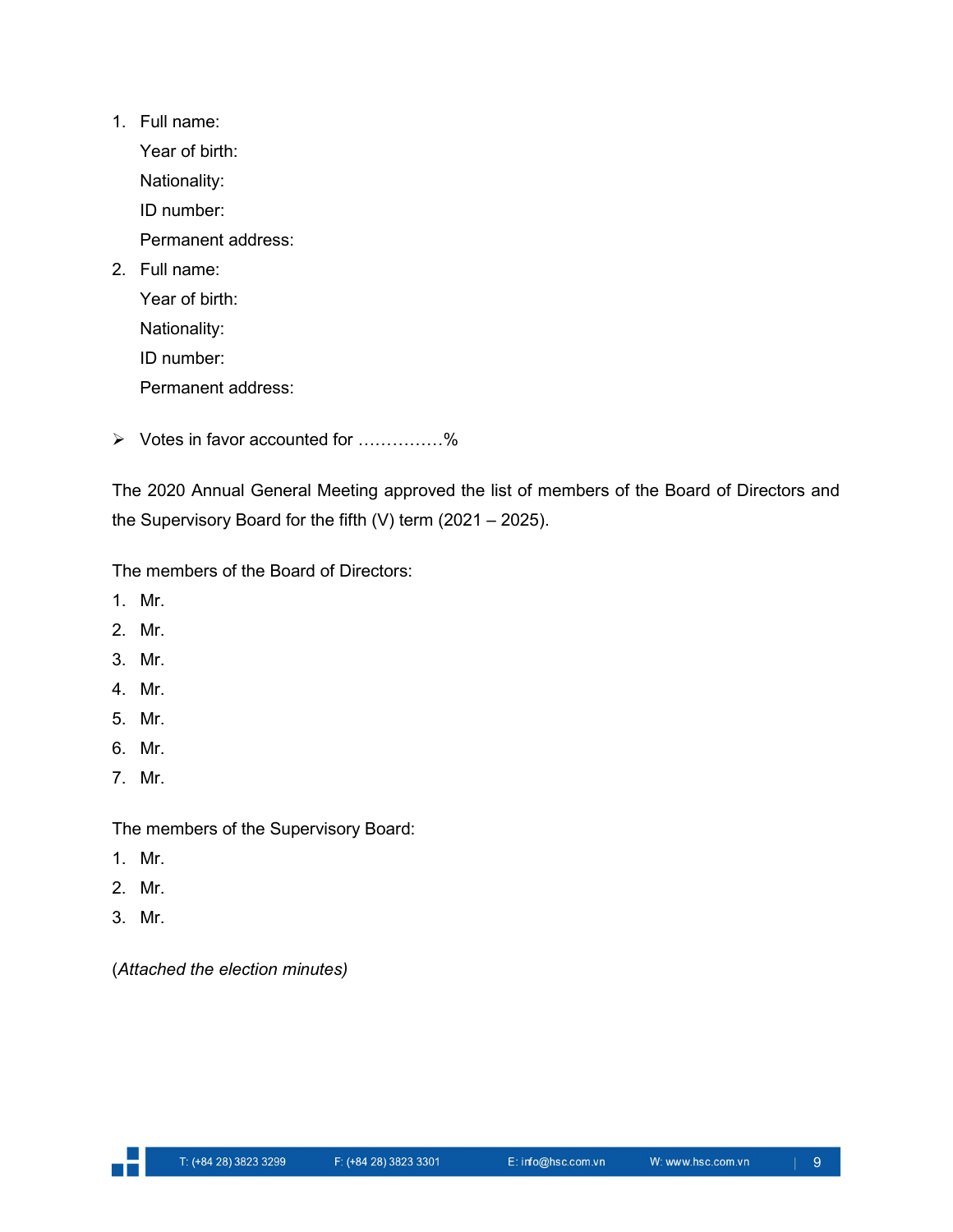1. Full name:

   Year of birth:

   Nationality:

   ID number:

   Permanent address:

2. Full name:

   Year of birth:

   Nationality:

   ID number:

   Permanent address:

- Votes in favor accounted for ……………%

The 2020 Annual General Meeting approved the list of members of the Board of Directors and the Supervisory Board for the fifth (V) term (2021 – 2025).

The members of the Board of Directors:

1. Mr.
2. Mr.
3. Mr.
4. Mr.
5. Mr.
6. Mr.
7. Mr.

The members of the Supervisory Board:

1. Mr.
2. Mr.
3. Mr.

(*Attached the election minutes)*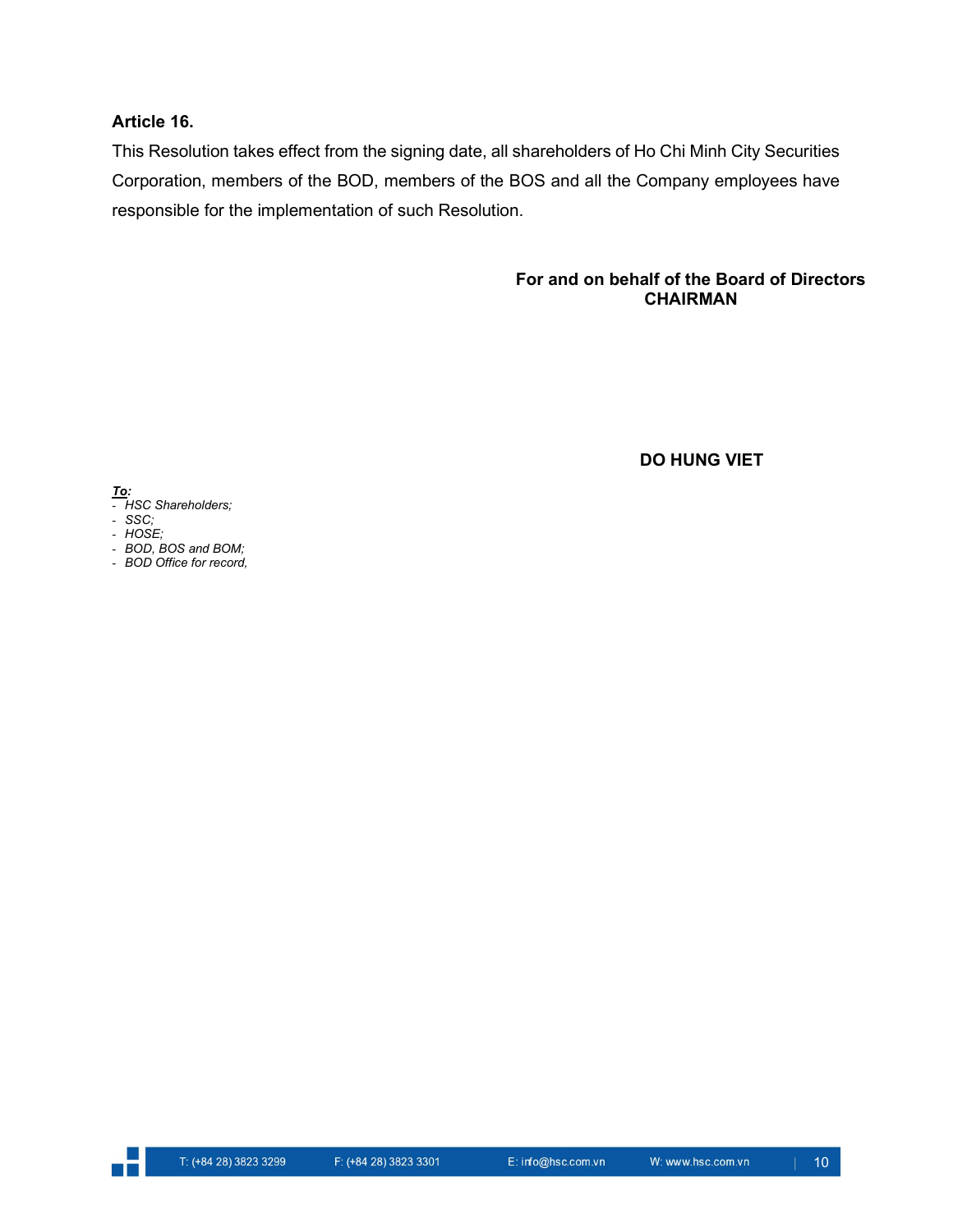**Article 16.**

This Resolution takes effect from the signing date, all shareholders of Ho Chi Minh City Securities Corporation, members of the BOD, members of the BOS and all the Company employees have responsible for the implementation of such Resolution.

**For and on behalf of the Board of Directors**
**CHAIRMAN**

**DO HUNG VIET**

***To:***
- *HSC Shareholders;*
- *SSC;*
- *HOSE;*
- *BOD, BOS and BOM;*
- *BOD Office for record,*